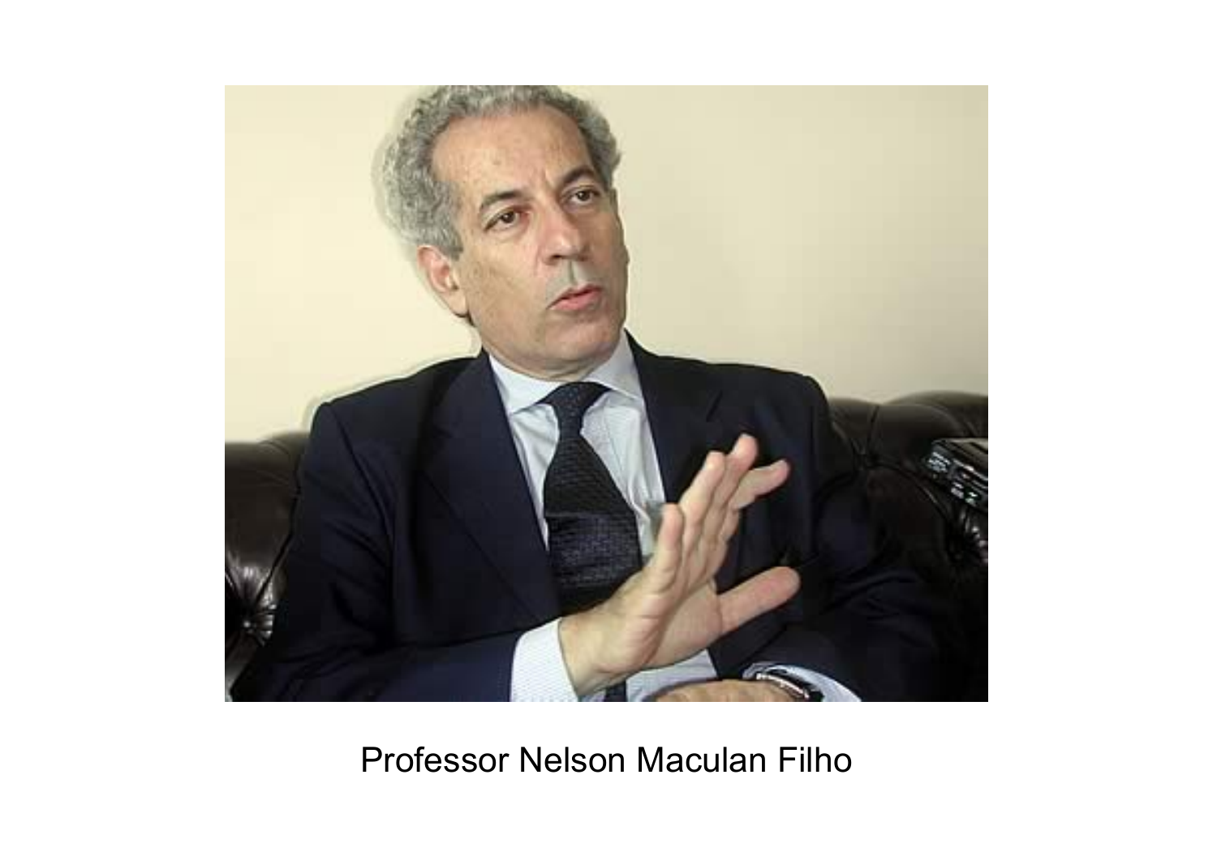Professor Nelson Maculan Filho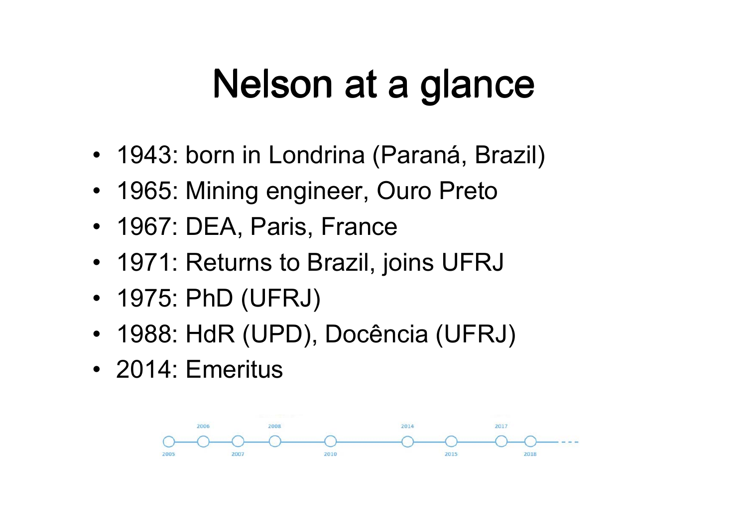# Nelson at a glance

- 1943: born in Londrina (Paraná, Brazil)
- 1965: Mining engineer, Ouro Preto
- 1967: DEA, Paris, France
- 1971: Returns to Brazil, joins UFRJ
- 1975: PhD (UFRJ)
- 1988: HdR (UPD), Docência (UFRJ)
- 2014: Emeritus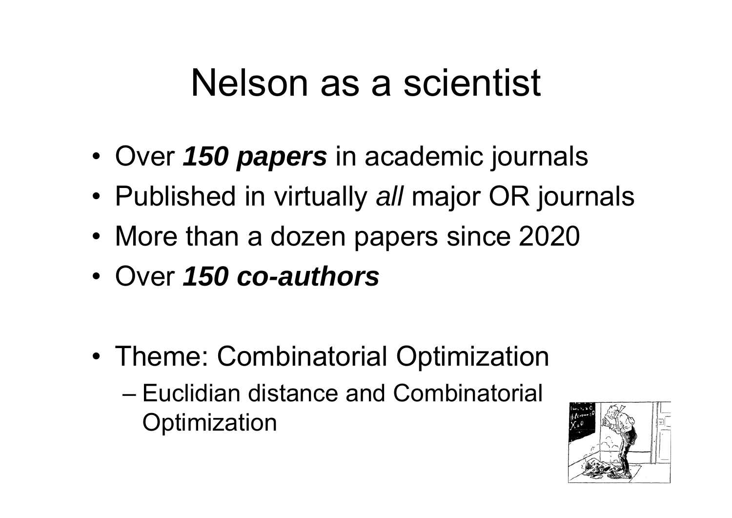# Nelson as a scientist

- Over ***150 papers*** in academic journals
- Published in virtually *all* major OR journals
- More than a dozen papers since 2020
- Over ***150 co-authors***

- Theme: Combinatorial Optimization
  - Euclidian distance and Combinatorial Optimization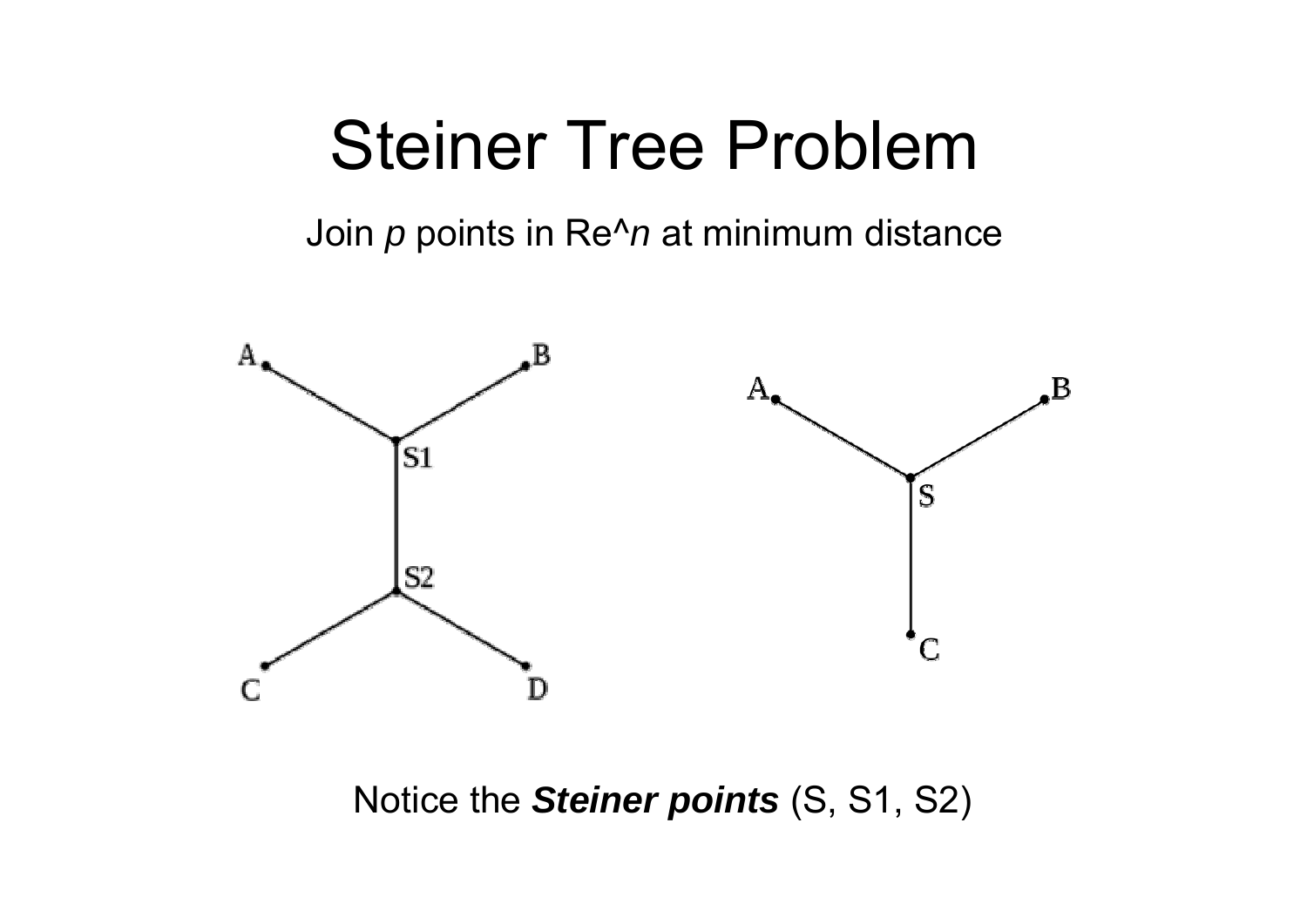# Steiner Tree Problem

Join *p* points in Re^*n* at minimum distance

Notice the ***Steiner points*** (S, S1, S2)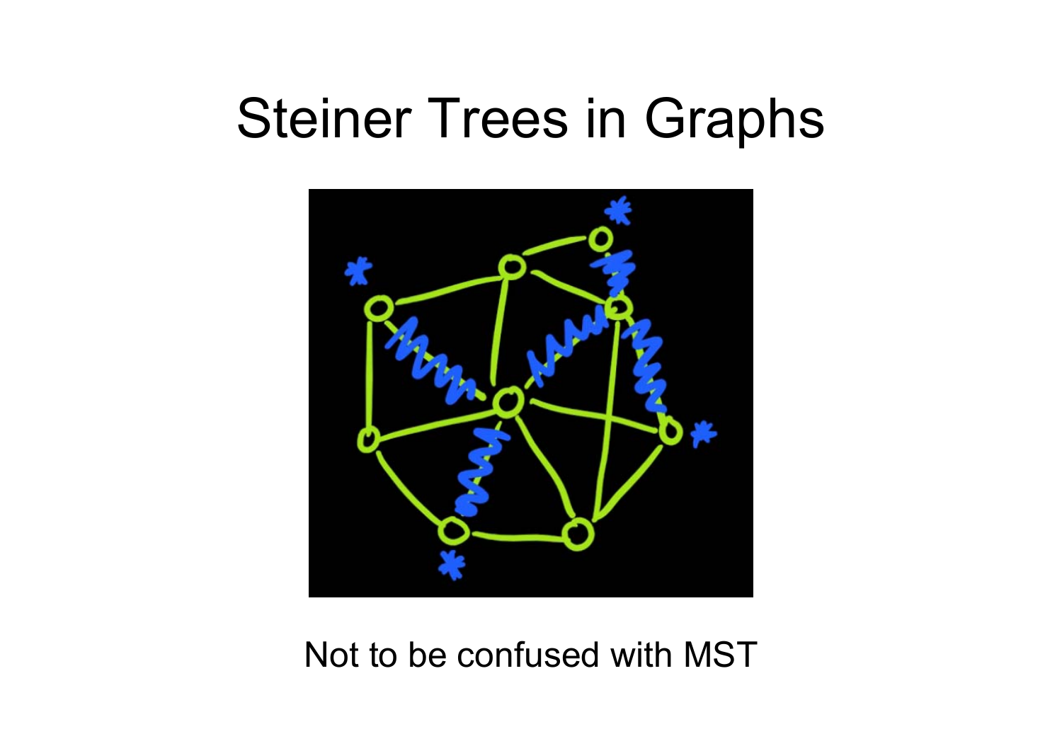# Steiner Trees in Graphs

Not to be confused with MST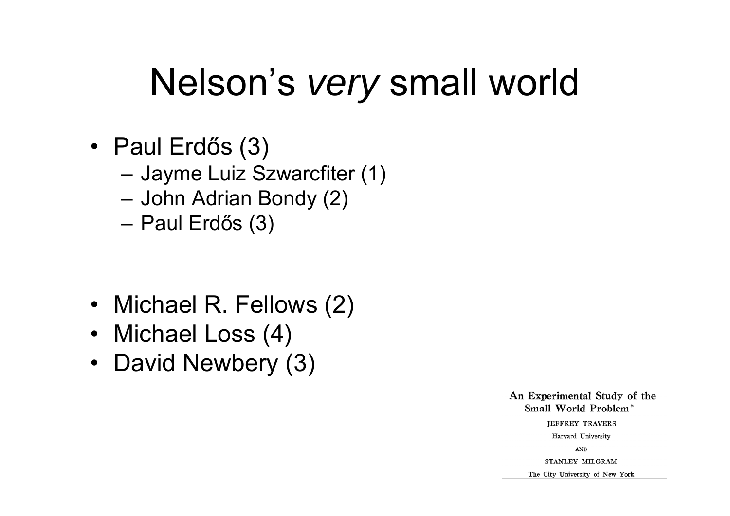# Nelson's *very* small world

- Paul Erdős (3)
  - Jayme Luiz Szwarcfiter (1)
  - John Adrian Bondy (2)
  - Paul Erdős (3)

- Michael R. Fellows (2)
- Michael Loss (4)
- David Newbery (3)

**An Experimental Study of the Small World Problem***

JEFFREY TRAVERS

Harvard University

AND

STANLEY MILGRAM

The City University of New York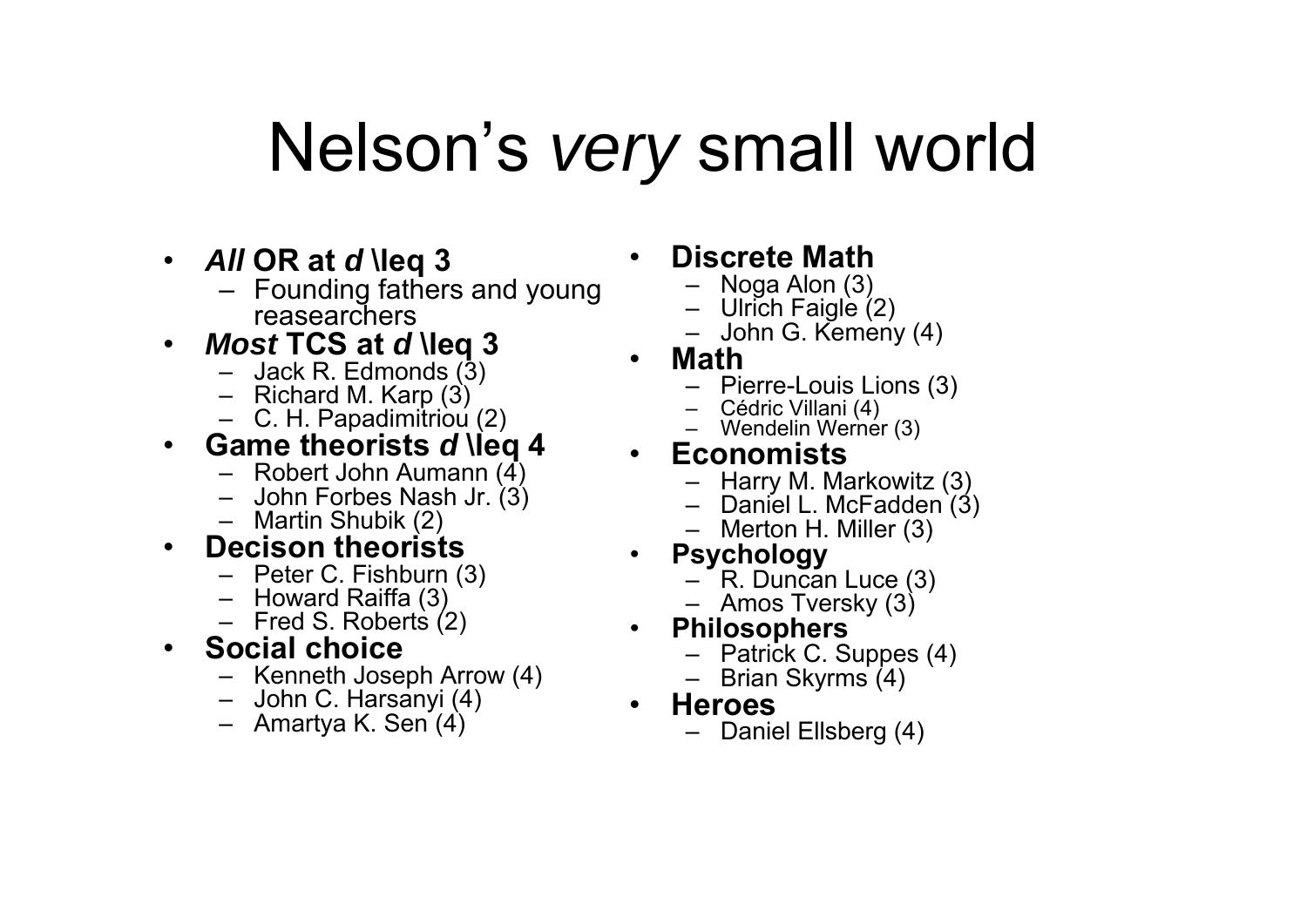# Nelson's *very* small world

- ***All* OR at *d* \leq 3**
  - Founding fathers and young reasearchers
- ***Most* TCS at *d* \leq 3**
  - Jack R. Edmonds (3)
  - Richard M. Karp (3)
  - C. H. Papadimitriou (2)
- **Game theorists *d* \leq 4**
  - Robert John Aumann (4)
  - John Forbes Nash Jr. (3)
  - Martin Shubik (2)
- **Decison theorists**
  - Peter C. Fishburn (3)
  - Howard Raiffa (3)
  - Fred S. Roberts (2)
- **Social choice**
  - Kenneth Joseph Arrow (4)
  - John C. Harsanyi (4)
  - Amartya K. Sen (4)
- **Discrete Math**
  - Noga Alon (3)
  - Ulrich Faigle (2)
  - John G. Kemeny (4)
- **Math**
  - Pierre-Louis Lions (3)
  - Cédric Villani (4)
  - Wendelin Werner (3)
- **Economists**
  - Harry M. Markowitz (3)
  - Daniel L. McFadden (3)
  - Merton H. Miller (3)
- **Psychology**
  - R. Duncan Luce (3)
  - Amos Tversky (3)
- **Philosophers**
  - Patrick C. Suppes (4)
  - Brian Skyrms (4)
- **Heroes**
  - Daniel Ellsberg (4)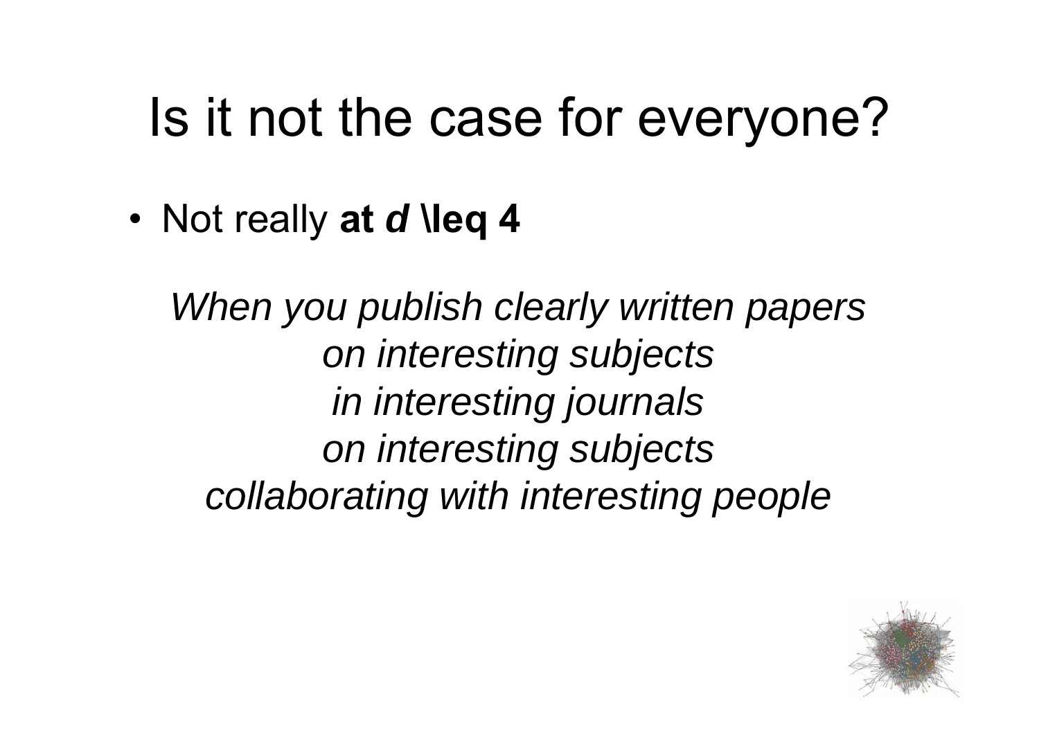# Is it not the case for everyone?

- Not really **at *d* \leq 4**

*When you publish clearly written papers*
*on interesting subjects*
*in interesting journals*
*on interesting subjects*
*collaborating with interesting people*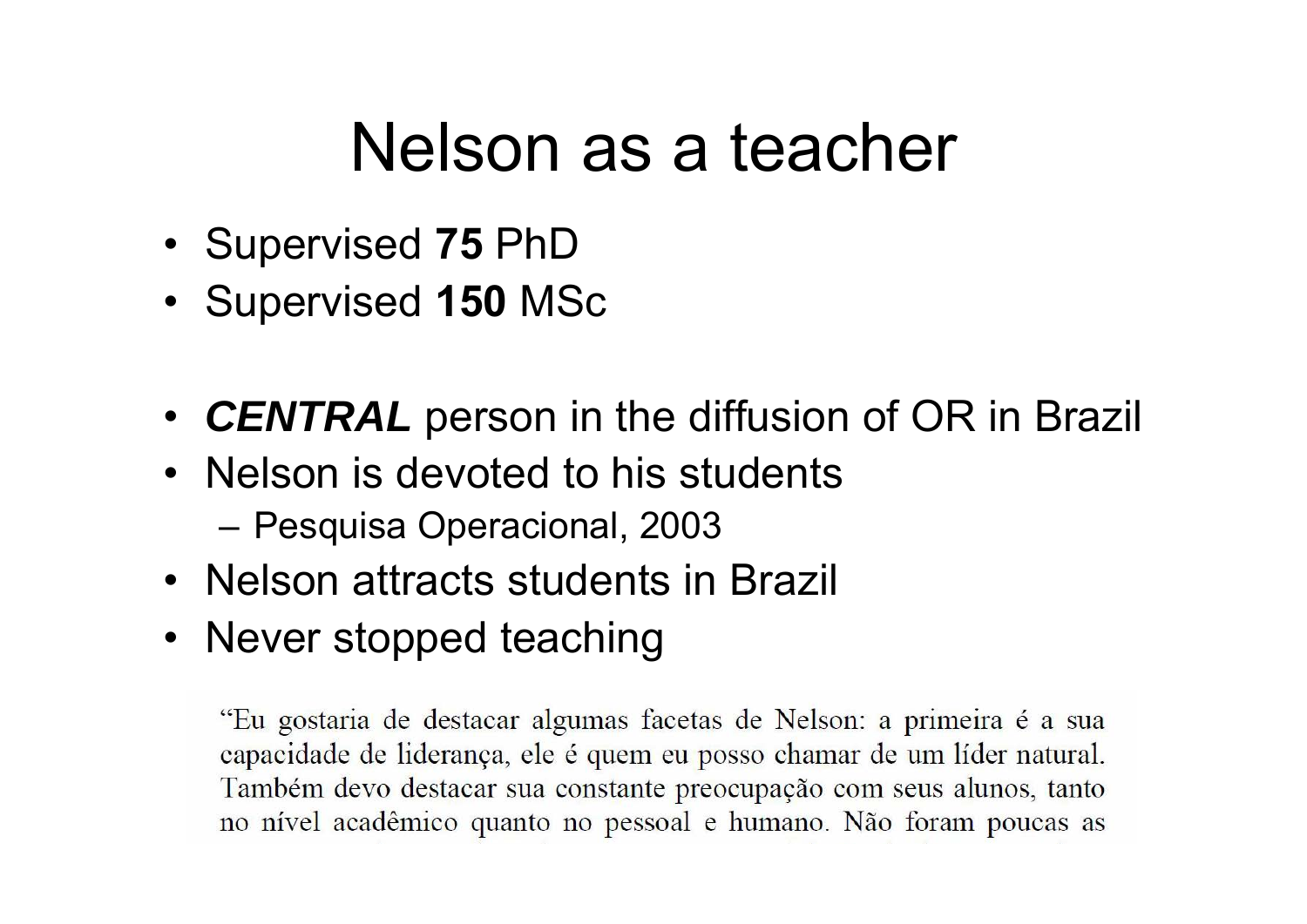# Nelson as a teacher

- Supervised **75** PhD
- Supervised **150** MSc

- ***CENTRAL*** person in the diffusion of OR in Brazil
- Nelson is devoted to his students
  - Pesquisa Operacional, 2003
- Nelson attracts students in Brazil
- Never stopped teaching

"Eu gostaria de destacar algumas facetas de Nelson: a primeira é a sua capacidade de liderança, ele é quem eu posso chamar de um líder natural. Também devo destacar sua constante preocupação com seus alunos, tanto no nível acadêmico quanto no pessoal e humano. Não foram poucas as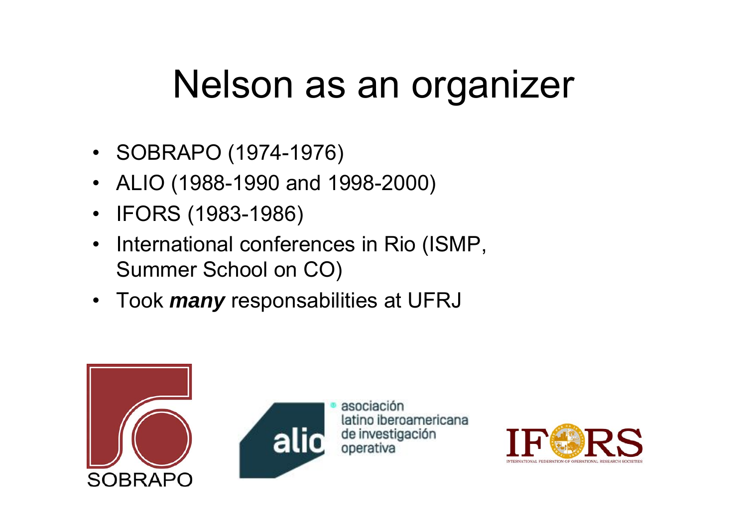# Nelson as an organizer

- SOBRAPO (1974-1976)
- ALIO (1988-1990 and 1998-2000)
- IFORS (1983-1986)
- International conferences in Rio (ISMP, Summer School on CO)
- Took ***many*** responsabilities at UFRJ

SOBRAPO

alio asociación latino iberoamericana de investigación operativa

IFORS INTERNATIONAL FEDERATION OF OPERATIONAL RESEARCH SOCIETIES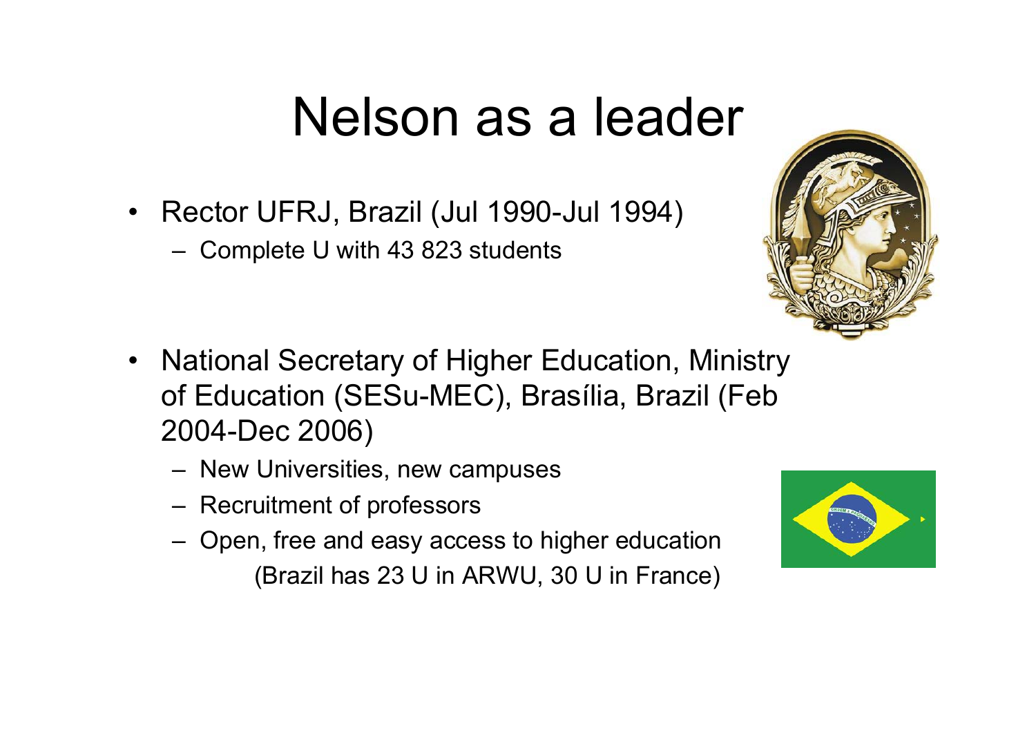# Nelson as a leader

- Rector UFRJ, Brazil (Jul 1990-Jul 1994)
  - Complete U with 43 823 students
- National Secretary of Higher Education, Ministry of Education (SESu-MEC), Brasília, Brazil (Feb 2004-Dec 2006)
  - New Universities, new campuses
  - Recruitment of professors
  - Open, free and easy access to higher education (Brazil has 23 U in ARWU, 30 U in France)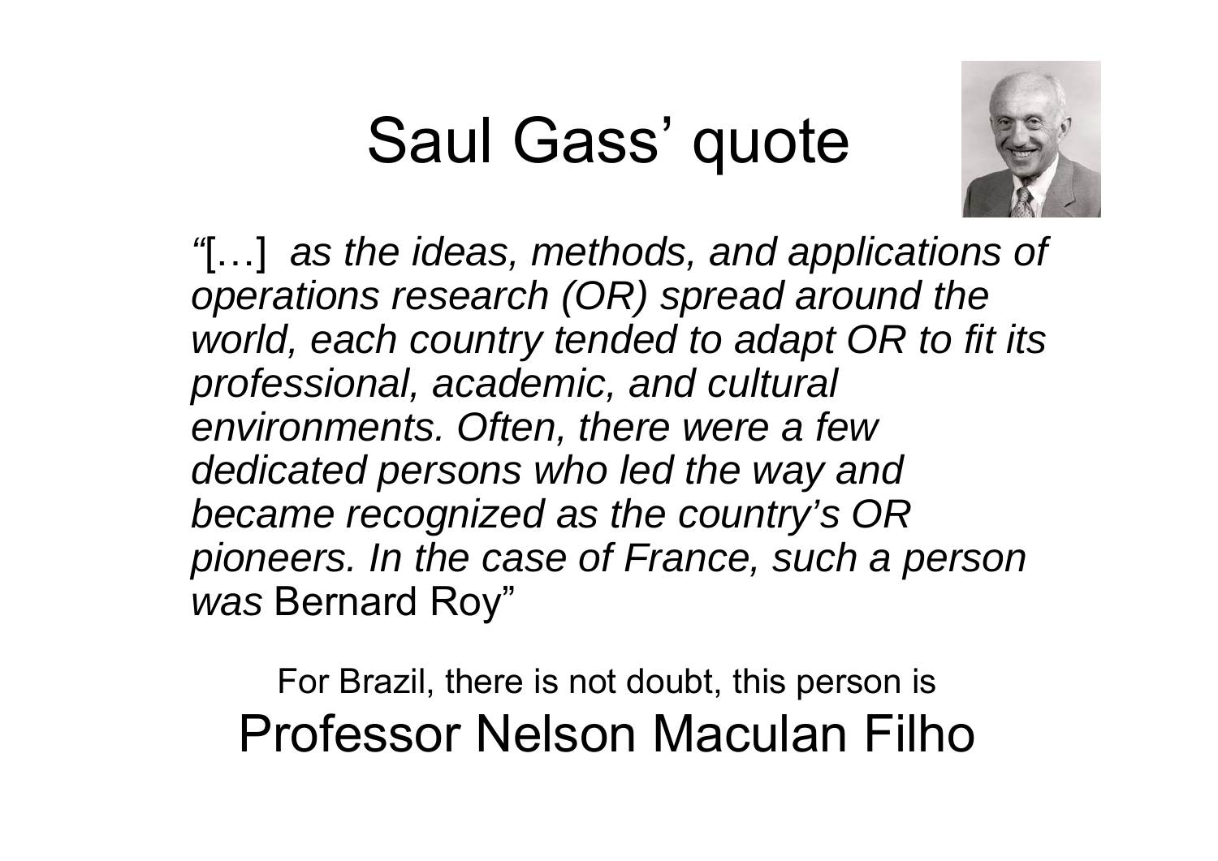# Saul Gass' quote

"[…] *as the ideas, methods, and applications of operations research (OR) spread around the world, each country tended to adapt OR to fit its professional, academic, and cultural environments. Often, there were a few dedicated persons who led the way and became recognized as the country's OR pioneers. In the case of France, such a person was* Bernard Roy"

For Brazil, there is not doubt, this person is

Professor Nelson Maculan Filho